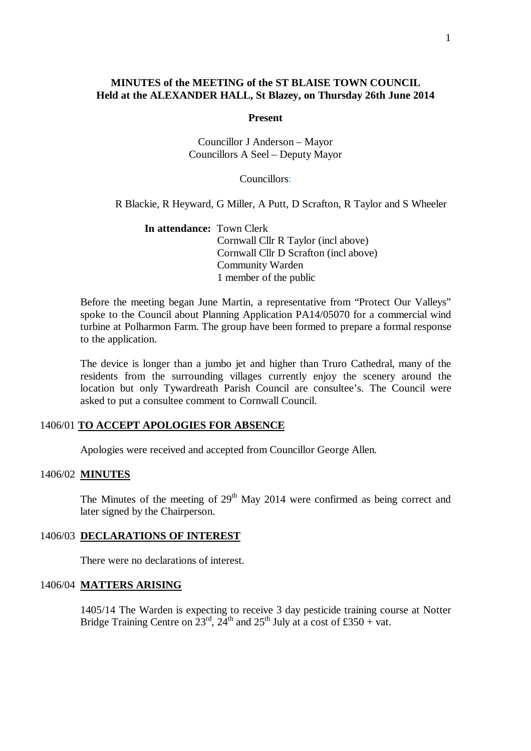**MINUTES of the MEETING of the ST BLAISE TOWN COUNCIL**
**Held at the ALEXANDER HALL, St Blazey, on Thursday 26th June 2014**

**Present**

Councillor J Anderson – Mayor
Councillors A Seel – Deputy Mayor

Councillors:

R Blackie, R Heyward, G Miller, A Putt, D Scrafton, R Taylor and S Wheeler

**In attendance:** Town Clerk
Cornwall Cllr R Taylor (incl above)
Cornwall Cllr D Scrafton (incl above)
Community Warden
1 member of the public

Before the meeting began June Martin, a representative from "Protect Our Valleys" spoke to the Council about Planning Application PA14/05070 for a commercial wind turbine at Polharmon Farm. The group have been formed to prepare a formal response to the application.

The device is longer than a jumbo jet and higher than Truro Cathedral, many of the residents from the surrounding villages currently enjoy the scenery around the location but only Tywardreath Parish Council are consultee's. The Council were asked to put a consultee comment to Cornwall Council.

1406/01 **TO ACCEPT APOLOGIES FOR ABSENCE**

Apologies were received and accepted from Councillor George Allen.

1406/02 **MINUTES**

The Minutes of the meeting of 29th May 2014 were confirmed as being correct and later signed by the Chairperson.

1406/03 **DECLARATIONS OF INTEREST**

There were no declarations of interest.

1406/04 **MATTERS ARISING**

1405/14 The Warden is expecting to receive 3 day pesticide training course at Notter Bridge Training Centre on 23rd, 24th and 25th July at a cost of £350 + vat.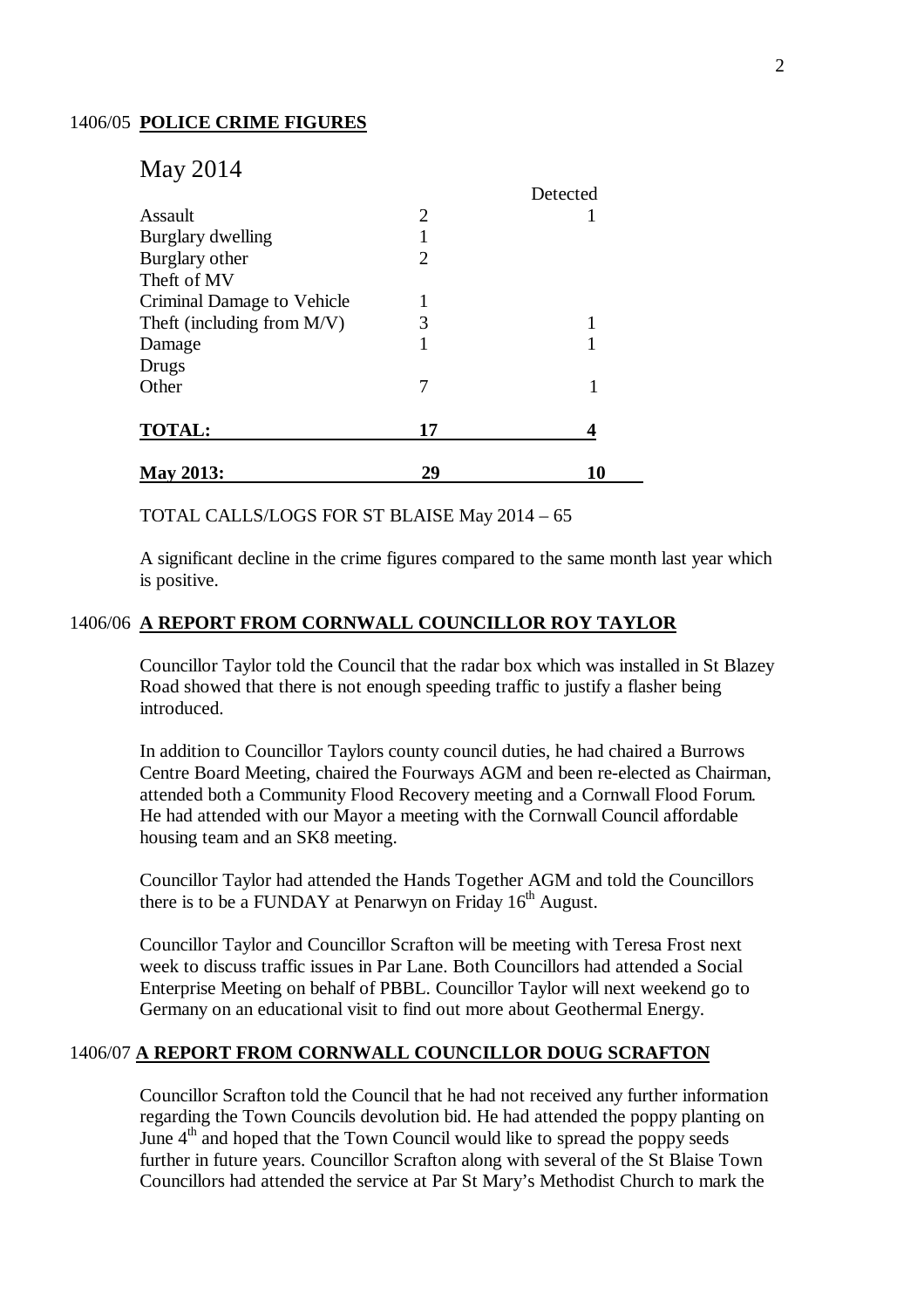1406/05 **POLICE CRIME FIGURES**

May 2014

| | | Detected |
|---|---|---|
| Assault | 2 | 1 |
| Burglary dwelling | 1 | |
| Burglary other | 2 | |
| Theft of MV | | |
| Criminal Damage to Vehicle | 1 | |
| Theft (including from M/V) | 3 | 1 |
| Damage | 1 | 1 |
| Drugs | | |
| Other | 7 | 1 |
| **TOTAL:** | **17** | **4** |
| **May 2013:** | **29** | **10** |

TOTAL CALLS/LOGS FOR ST BLAISE May 2014 – 65

A significant decline in the crime figures compared to the same month last year which is positive.

1406/06 **A REPORT FROM CORNWALL COUNCILLOR ROY TAYLOR**

Councillor Taylor told the Council that the radar box which was installed in St Blazey Road showed that there is not enough speeding traffic to justify a flasher being introduced.

In addition to Councillor Taylors county council duties, he had chaired a Burrows Centre Board Meeting, chaired the Fourways AGM and been re-elected as Chairman, attended both a Community Flood Recovery meeting and a Cornwall Flood Forum. He had attended with our Mayor a meeting with the Cornwall Council affordable housing team and an SK8 meeting.

Councillor Taylor had attended the Hands Together AGM and told the Councillors there is to be a FUNDAY at Penarwyn on Friday 16th August.

Councillor Taylor and Councillor Scrafton will be meeting with Teresa Frost next week to discuss traffic issues in Par Lane. Both Councillors had attended a Social Enterprise Meeting on behalf of PBBL. Councillor Taylor will next weekend go to Germany on an educational visit to find out more about Geothermal Energy.

1406/07 **A REPORT FROM CORNWALL COUNCILLOR DOUG SCRAFTON**

Councillor Scrafton told the Council that he had not received any further information regarding the Town Councils devolution bid. He had attended the poppy planting on June 4th and hoped that the Town Council would like to spread the poppy seeds further in future years. Councillor Scrafton along with several of the St Blaise Town Councillors had attended the service at Par St Mary's Methodist Church to mark the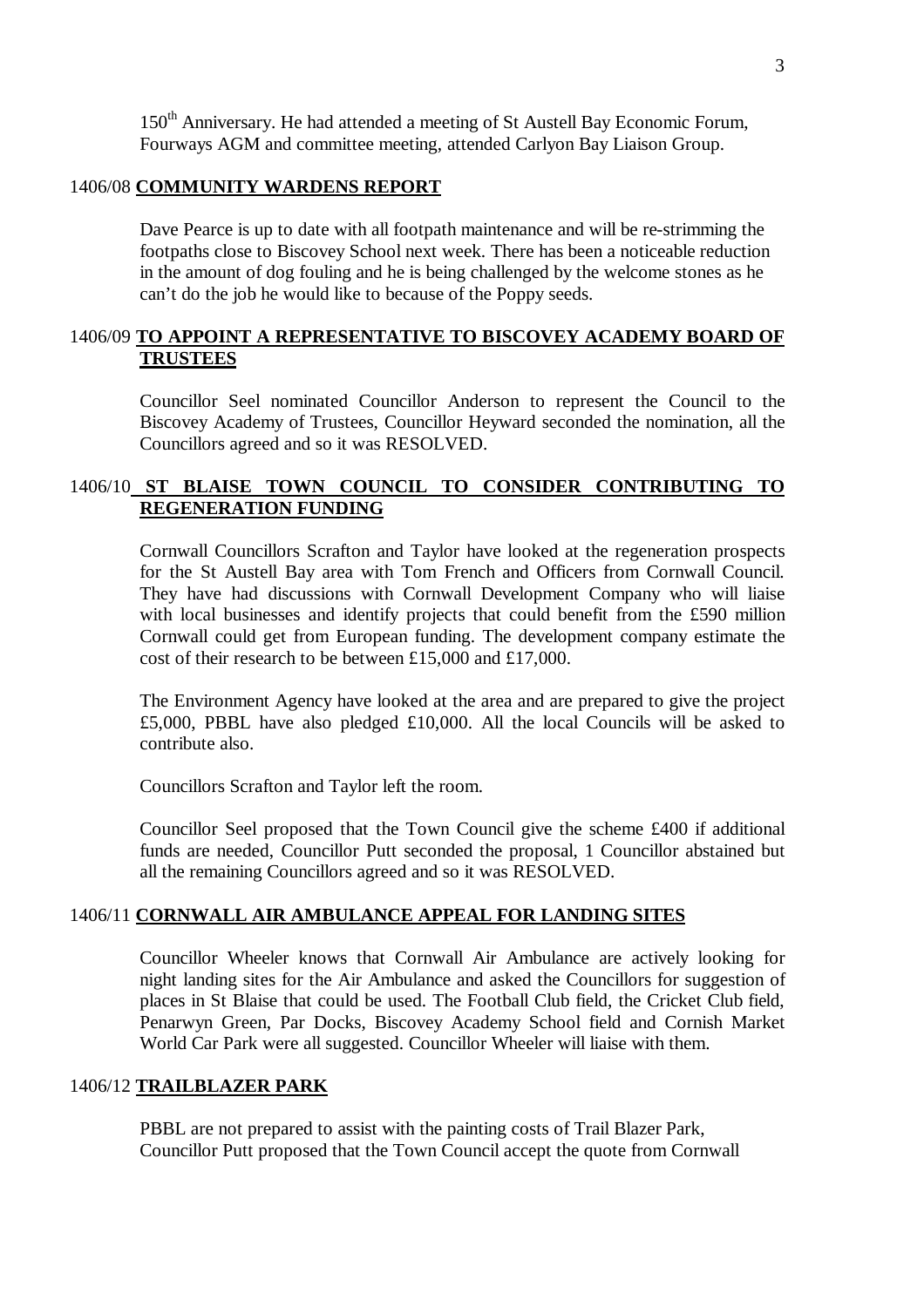150th Anniversary. He had attended a meeting of St Austell Bay Economic Forum, Fourways AGM and committee meeting, attended Carlyon Bay Liaison Group.

1406/08 **COMMUNITY WARDENS REPORT**

Dave Pearce is up to date with all footpath maintenance and will be re-strimming the footpaths close to Biscovey School next week. There has been a noticeable reduction in the amount of dog fouling and he is being challenged by the welcome stones as he can't do the job he would like to because of the Poppy seeds.

1406/09 **TO APPOINT A REPRESENTATIVE TO BISCOVEY ACADEMY BOARD OF TRUSTEES**

Councillor Seel nominated Councillor Anderson to represent the Council to the Biscovey Academy of Trustees, Councillor Heyward seconded the nomination, all the Councillors agreed and so it was RESOLVED.

1406/10 **ST BLAISE TOWN COUNCIL TO CONSIDER CONTRIBUTING TO REGENERATION FUNDING**

Cornwall Councillors Scrafton and Taylor have looked at the regeneration prospects for the St Austell Bay area with Tom French and Officers from Cornwall Council. They have had discussions with Cornwall Development Company who will liaise with local businesses and identify projects that could benefit from the £590 million Cornwall could get from European funding. The development company estimate the cost of their research to be between £15,000 and £17,000.

The Environment Agency have looked at the area and are prepared to give the project £5,000, PBBL have also pledged £10,000. All the local Councils will be asked to contribute also.

Councillors Scrafton and Taylor left the room.

Councillor Seel proposed that the Town Council give the scheme £400 if additional funds are needed, Councillor Putt seconded the proposal, 1 Councillor abstained but all the remaining Councillors agreed and so it was RESOLVED.

1406/11 **CORNWALL AIR AMBULANCE APPEAL FOR LANDING SITES**

Councillor Wheeler knows that Cornwall Air Ambulance are actively looking for night landing sites for the Air Ambulance and asked the Councillors for suggestion of places in St Blaise that could be used. The Football Club field, the Cricket Club field, Penarwyn Green, Par Docks, Biscovey Academy School field and Cornish Market World Car Park were all suggested. Councillor Wheeler will liaise with them.

1406/12 **TRAILBLAZER PARK**

PBBL are not prepared to assist with the painting costs of Trail Blazer Park, Councillor Putt proposed that the Town Council accept the quote from Cornwall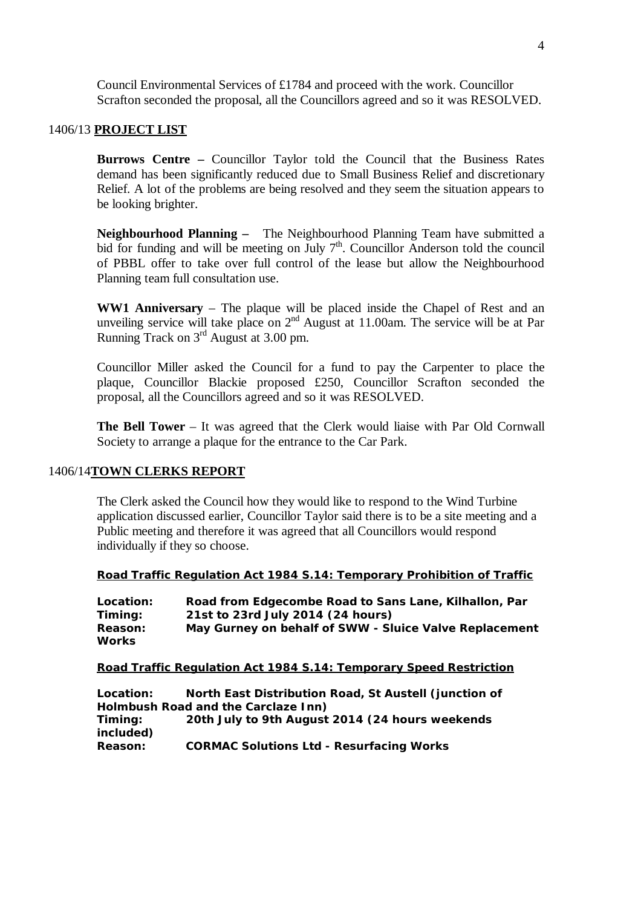Council Environmental Services of £1784 and proceed with the work. Councillor Scrafton seconded the proposal, all the Councillors agreed and so it was RESOLVED.

1406/13 **PROJECT LIST**

**Burrows Centre –** Councillor Taylor told the Council that the Business Rates demand has been significantly reduced due to Small Business Relief and discretionary Relief. A lot of the problems are being resolved and they seem the situation appears to be looking brighter.

**Neighbourhood Planning –** The Neighbourhood Planning Team have submitted a bid for funding and will be meeting on July 7th. Councillor Anderson told the council of PBBL offer to take over full control of the lease but allow the Neighbourhood Planning team full consultation use.

**WW1 Anniversary** – The plaque will be placed inside the Chapel of Rest and an unveiling service will take place on 2nd August at 11.00am. The service will be at Par Running Track on 3rd August at 3.00 pm.

Councillor Miller asked the Council for a fund to pay the Carpenter to place the plaque, Councillor Blackie proposed £250, Councillor Scrafton seconded the proposal, all the Councillors agreed and so it was RESOLVED.

**The Bell Tower** – It was agreed that the Clerk would liaise with Par Old Cornwall Society to arrange a plaque for the entrance to the Car Park.

1406/14 **TOWN CLERKS REPORT**

The Clerk asked the Council how they would like to respond to the Wind Turbine application discussed earlier, Councillor Taylor said there is to be a site meeting and a Public meeting and therefore it was agreed that all Councillors would respond individually if they so choose.

**Road Traffic Regulation Act 1984 S.14: Temporary Prohibition of Traffic**

**Location:** **Road from Edgecombe Road to Sans Lane, Kilhallon, Par**
**Timing:** **21st to 23rd July 2014 (24 hours)**
**Reason:** **May Gurney on behalf of SWW - Sluice Valve Replacement Works**

**Road Traffic Regulation Act 1984 S.14: Temporary Speed Restriction**

**Location:** **North East Distribution Road, St Austell (junction of Holmbush Road and the Carclaze Inn)**
**Timing:** **20th July to 9th August 2014 (24 hours weekends included)**
**Reason:** **CORMAC Solutions Ltd - Resurfacing Works**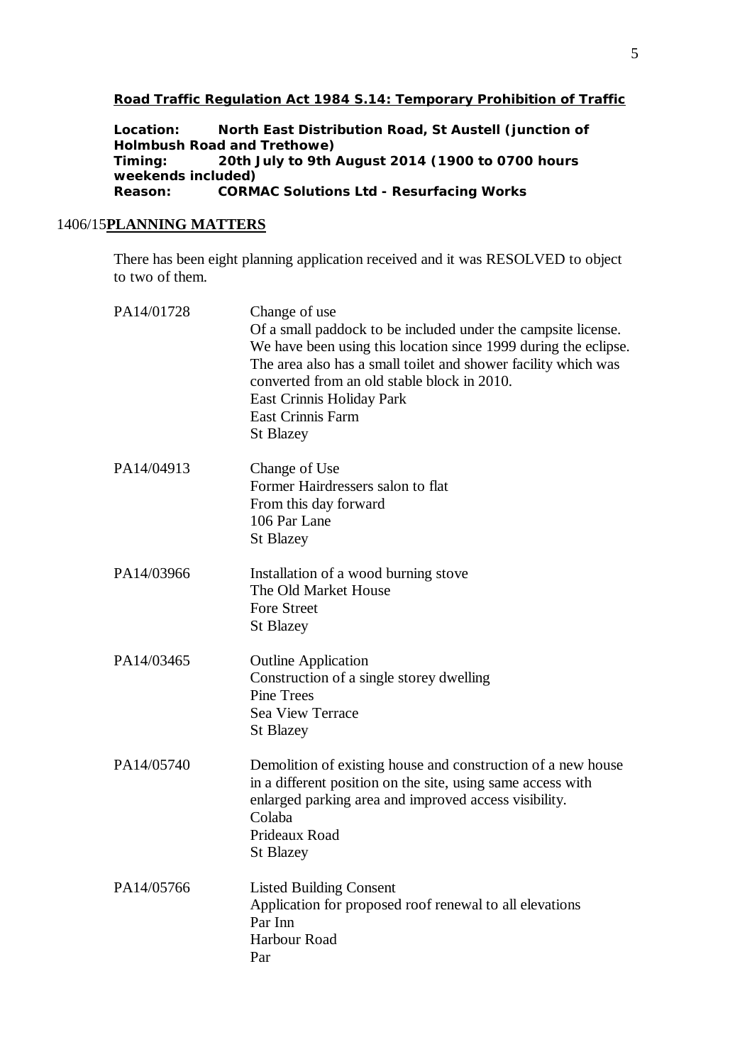**<u>Road Traffic Regulation Act 1984 S.14: Temporary Prohibition of Traffic</u>**

**Location:** **North East Distribution Road, St Austell (junction of Holmbush Road and Trethowe)**
**Timing:** **20th July to 9th August 2014 (1900 to 0700 hours weekends included)**
**Reason:** **CORMAC Solutions Ltd - Resurfacing Works**

## 1406/15 PLANNING MATTERS

There has been eight planning application received and it was RESOLVED to object to two of them.

PA14/01728
Change of use
Of a small paddock to be included under the campsite license. We have been using this location since 1999 during the eclipse. The area also has a small toilet and shower facility which was converted from an old stable block in 2010.
East Crinnis Holiday Park
East Crinnis Farm
St Blazey

PA14/04913
Change of Use
Former Hairdressers salon to flat
From this day forward
106 Par Lane
St Blazey

PA14/03966
Installation of a wood burning stove
The Old Market House
Fore Street
St Blazey

PA14/03465
Outline Application
Construction of a single storey dwelling
Pine Trees
Sea View Terrace
St Blazey

PA14/05740
Demolition of existing house and construction of a new house in a different position on the site, using same access with enlarged parking area and improved access visibility.
Colaba
Prideaux Road
St Blazey

PA14/05766
Listed Building Consent
Application for proposed roof renewal to all elevations
Par Inn
Harbour Road
Par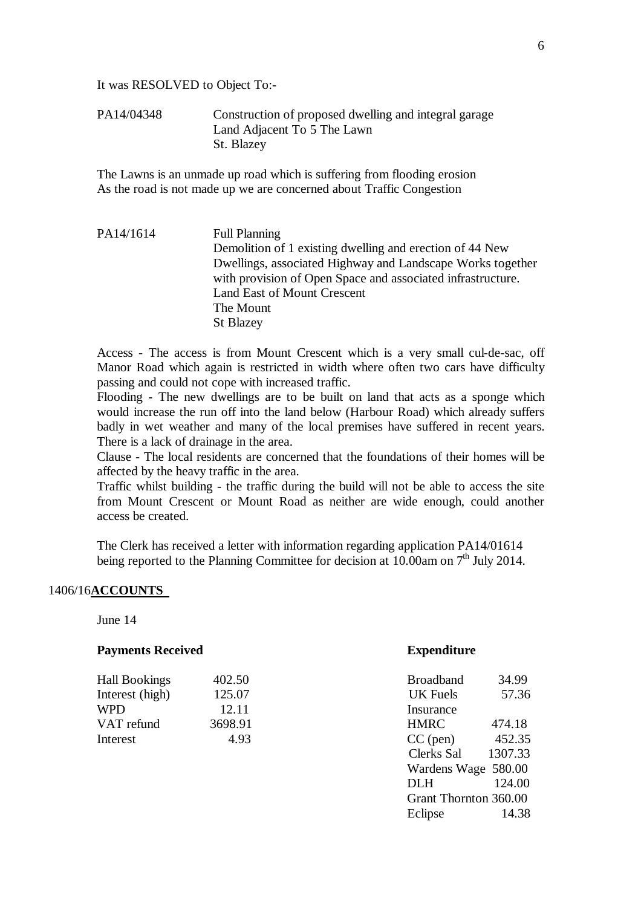It was RESOLVED to Object To:-

PA14/04348 Construction of proposed dwelling and integral garage
Land Adjacent To 5 The Lawn
St. Blazey

The Lawns is an unmade up road which is suffering from flooding erosion
As the road is not made up we are concerned about Traffic Congestion

PA14/1614 Full Planning
Demolition of 1 existing dwelling and erection of 44 New Dwellings, associated Highway and Landscape Works together with provision of Open Space and associated infrastructure.
Land East of Mount Crescent
The Mount
St Blazey

Access - The access is from Mount Crescent which is a very small cul-de-sac, off Manor Road which again is restricted in width where often two cars have difficulty passing and could not cope with increased traffic.
Flooding - The new dwellings are to be built on land that acts as a sponge which would increase the run off into the land below (Harbour Road) which already suffers badly in wet weather and many of the local premises have suffered in recent years. There is a lack of drainage in the area.
Clause - The local residents are concerned that the foundations of their homes will be affected by the heavy traffic in the area.
Traffic whilst building - the traffic during the build will not be able to access the site from Mount Crescent or Mount Road as neither are wide enough, could another access be created.

The Clerk has received a letter with information regarding application PA14/01614 being reported to the Planning Committee for decision at 10.00am on 7th July 2014.

## 1406/16 **ACCOUNTS**

June 14

| **Payments Received** | | **Expenditure** | |
|---|---|---|---|
| Hall Bookings | 402.50 | Broadband | 34.99 |
| Interest (high) | 125.07 | UK Fuels | 57.36 |
| WPD | 12.11 | Insurance | |
| VAT refund | 3698.91 | HMRC | 474.18 |
| Interest | 4.93 | CC (pen) | 452.35 |
| | | Clerks Sal | 1307.33 |
| | | Wardens Wage | 580.00 |
| | | DLH | 124.00 |
| | | Grant Thornton | 360.00 |
| | | Eclipse | 14.38 |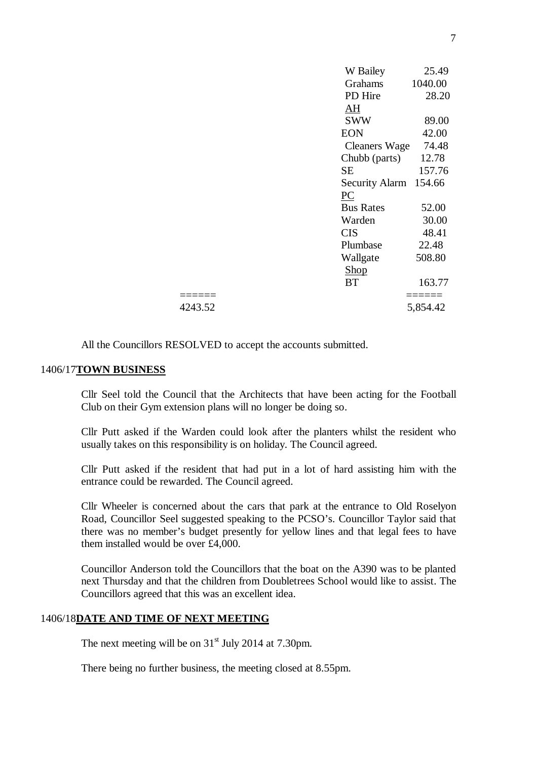| | | |
|---|---|---|
| | W Bailey | 25.49 |
| | Grahams | 1040.00 |
| | PD Hire | 28.20 |
| | AH | |
| | SWW | 89.00 |
| | EON | 42.00 |
| | Cleaners Wage | 74.48 |
| | Chubb (parts) | 12.78 |
| | SE | 157.76 |
| | Security Alarm | 154.66 |
| | PC | |
| | Bus Rates | 52.00 |
| | Warden | 30.00 |
| | CIS | 48.41 |
| | Plumbase | 22.48 |
| | Wallgate | 508.80 |
| | Shop | |
| | BT | 163.77 |
| ====== | | ====== |
| 4243.52 | | 5,854.42 |

All the Councillors RESOLVED to accept the accounts submitted.

## 1406/17 **TOWN BUSINESS**

Cllr Seel told the Council that the Architects that have been acting for the Football Club on their Gym extension plans will no longer be doing so.

Cllr Putt asked if the Warden could look after the planters whilst the resident who usually takes on this responsibility is on holiday. The Council agreed.

Cllr Putt asked if the resident that had put in a lot of hard assisting him with the entrance could be rewarded. The Council agreed.

Cllr Wheeler is concerned about the cars that park at the entrance to Old Roselyon Road, Councillor Seel suggested speaking to the PCSO's. Councillor Taylor said that there was no member's budget presently for yellow lines and that legal fees to have them installed would be over £4,000.

Councillor Anderson told the Councillors that the boat on the A390 was to be planted next Thursday and that the children from Doubletrees School would like to assist. The Councillors agreed that this was an excellent idea.

## 1406/18 **DATE AND TIME OF NEXT MEETING**

The next meeting will be on 31st July 2014 at 7.30pm.

There being no further business, the meeting closed at 8.55pm.